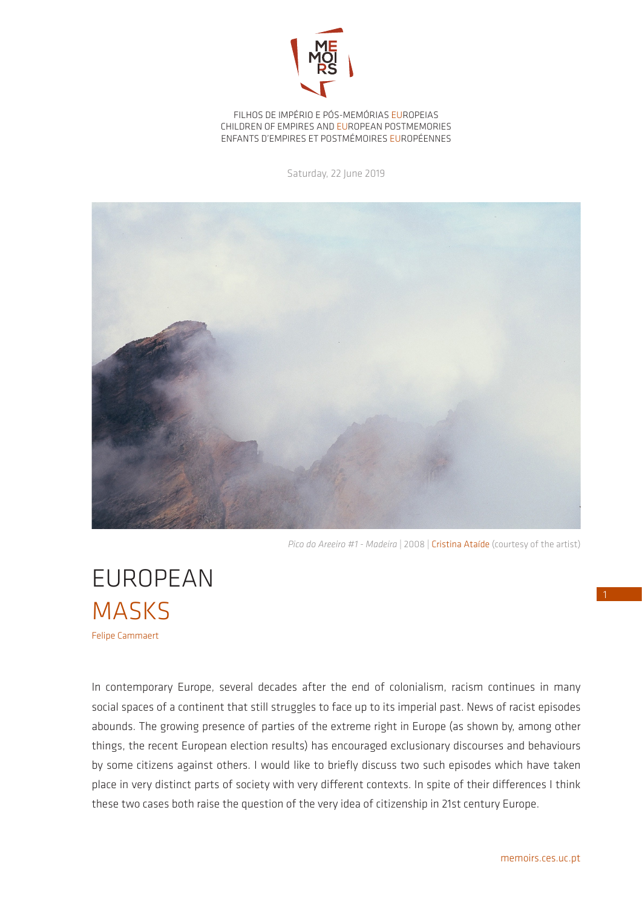FILHOS DE IMPÉRIO E PÓS-MEMÓRIAS EUROPEIAS
CHILDREN OF EMPIRES AND EUROPEAN POSTMEMORIES
ENFANTS D'EMPIRES ET POSTMÉMOIRES EUROPÉENNES

Saturday, 22 June 2019

*Pico do Areeiro #1 - Madeira* | 2008 | Cristina Ataíde (courtesy of the artist)

# EUROPEAN MASKS

Felipe Cammaert

In contemporary Europe, several decades after the end of colonialism, racism continues in many social spaces of a continent that still struggles to face up to its imperial past. News of racist episodes abounds. The growing presence of parties of the extreme right in Europe (as shown by, among other things, the recent European election results) has encouraged exclusionary discourses and behaviours by some citizens against others. I would like to briefly discuss two such episodes which have taken place in very distinct parts of society with very different contexts. In spite of their differences I think these two cases both raise the question of the very idea of citizenship in 21st century Europe.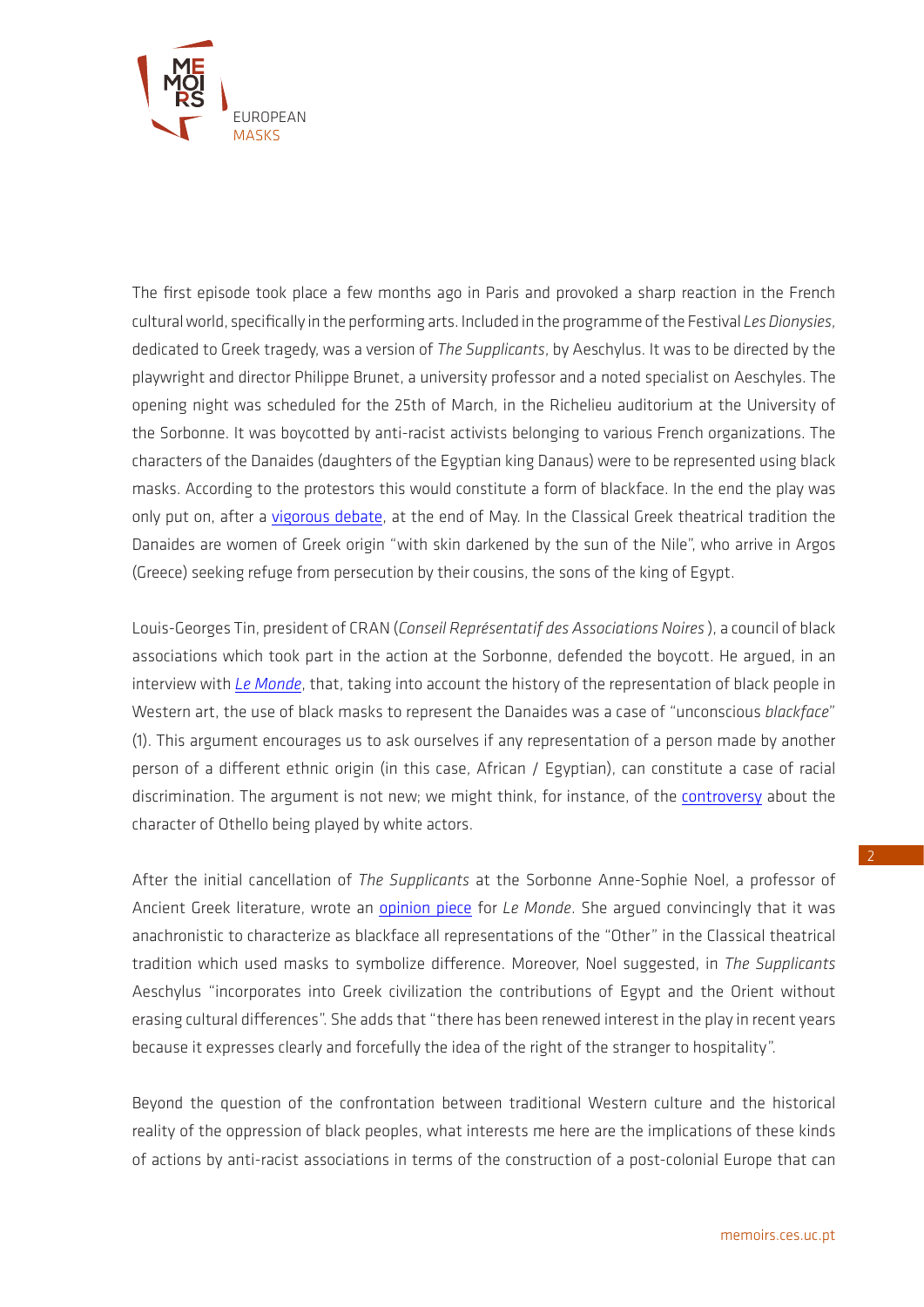The first episode took place a few months ago in Paris and provoked a sharp reaction in the French cultural world, specifically in the performing arts. Included in the programme of the Festival *Les Dionysies*, dedicated to Greek tragedy, was a version of *The Supplicants*, by Aeschylus. It was to be directed by the playwright and director Philippe Brunet, a university professor and a noted specialist on Aeschyles. The opening night was scheduled for the 25th of March, in the Richelieu auditorium at the University of the Sorbonne. It was boycotted by anti-racist activists belonging to various French organizations. The characters of the Danaides (daughters of the Egyptian king Danaus) were to be represented using black masks. According to the protestors this would constitute a form of blackface. In the end the play was only put on, after a vigorous debate, at the end of May. In the Classical Greek theatrical tradition the Danaides are women of Greek origin "with skin darkened by the sun of the Nile", who arrive in Argos (Greece) seeking refuge from persecution by their cousins, the sons of the king of Egypt.

Louis-Georges Tin, president of CRAN (*Conseil Représentatif des Associations Noires*), a council of black associations which took part in the action at the Sorbonne, defended the boycott. He argued, in an interview with *Le Monde*, that, taking into account the history of the representation of black people in Western art, the use of black masks to represent the Danaides was a case of "unconscious *blackface*" (1). This argument encourages us to ask ourselves if any representation of a person made by another person of a different ethnic origin (in this case, African / Egyptian), can constitute a case of racial discrimination. The argument is not new; we might think, for instance, of the controversy about the character of Othello being played by white actors.

After the initial cancellation of *The Supplicants* at the Sorbonne Anne-Sophie Noel, a professor of Ancient Greek literature, wrote an opinion piece for *Le Monde*. She argued convincingly that it was anachronistic to characterize as blackface all representations of the "Other" in the Classical theatrical tradition which used masks to symbolize difference. Moreover, Noel suggested, in *The Supplicants* Aeschylus "incorporates into Greek civilization the contributions of Egypt and the Orient without erasing cultural differences". She adds that "there has been renewed interest in the play in recent years because it expresses clearly and forcefully the idea of the right of the stranger to hospitality".

Beyond the question of the confrontation between traditional Western culture and the historical reality of the oppression of black peoples, what interests me here are the implications of these kinds of actions by anti-racist associations in terms of the construction of a post-colonial Europe that can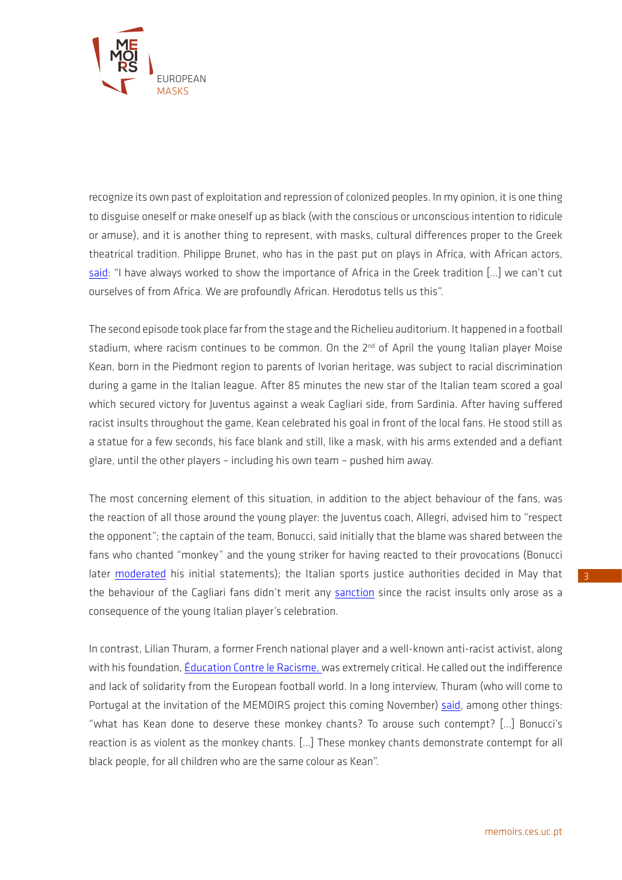recognize its own past of exploitation and repression of colonized peoples. In my opinion, it is one thing to disguise oneself or make oneself up as black (with the conscious or unconscious intention to ridicule or amuse), and it is another thing to represent, with masks, cultural differences proper to the Greek theatrical tradition. Philippe Brunet, who has in the past put on plays in Africa, with African actors, said: "I have always worked to show the importance of Africa in the Greek tradition [...] we can't cut ourselves of from Africa. We are profoundly African. Herodotus tells us this".

The second episode took place far from the stage and the Richelieu auditorium. It happened in a football stadium, where racism continues to be common. On the 2nd of April the young Italian player Moise Kean, born in the Piedmont region to parents of Ivorian heritage, was subject to racial discrimination during a game in the Italian league. After 85 minutes the new star of the Italian team scored a goal which secured victory for Juventus against a weak Cagliari side, from Sardinia. After having suffered racist insults throughout the game, Kean celebrated his goal in front of the local fans. He stood still as a statue for a few seconds, his face blank and still, like a mask, with his arms extended and a defiant glare, until the other players – including his own team – pushed him away.

The most concerning element of this situation, in addition to the abject behaviour of the fans, was the reaction of all those around the young player: the Juventus coach, Allegri, advised him to "respect the opponent"; the captain of the team, Bonucci, said initially that the blame was shared between the fans who chanted "monkey" and the young striker for having reacted to their provocations (Bonucci later moderated his initial statements); the Italian sports justice authorities decided in May that the behaviour of the Cagliari fans didn't merit any sanction since the racist insults only arose as a consequence of the young Italian player's celebration.

In contrast, Lilian Thuram, a former French national player and a well-known anti-racist activist, along with his foundation, Éducation Contre le Racisme, was extremely critical. He called out the indifference and lack of solidarity from the European football world. In a long interview, Thuram (who will come to Portugal at the invitation of the MEMOIRS project this coming November) said, among other things: "what has Kean done to deserve these monkey chants? To arouse such contempt? [...] Bonucci's reaction is as violent as the monkey chants. [...] These monkey chants demonstrate contempt for all black people, for all children who are the same colour as Kean".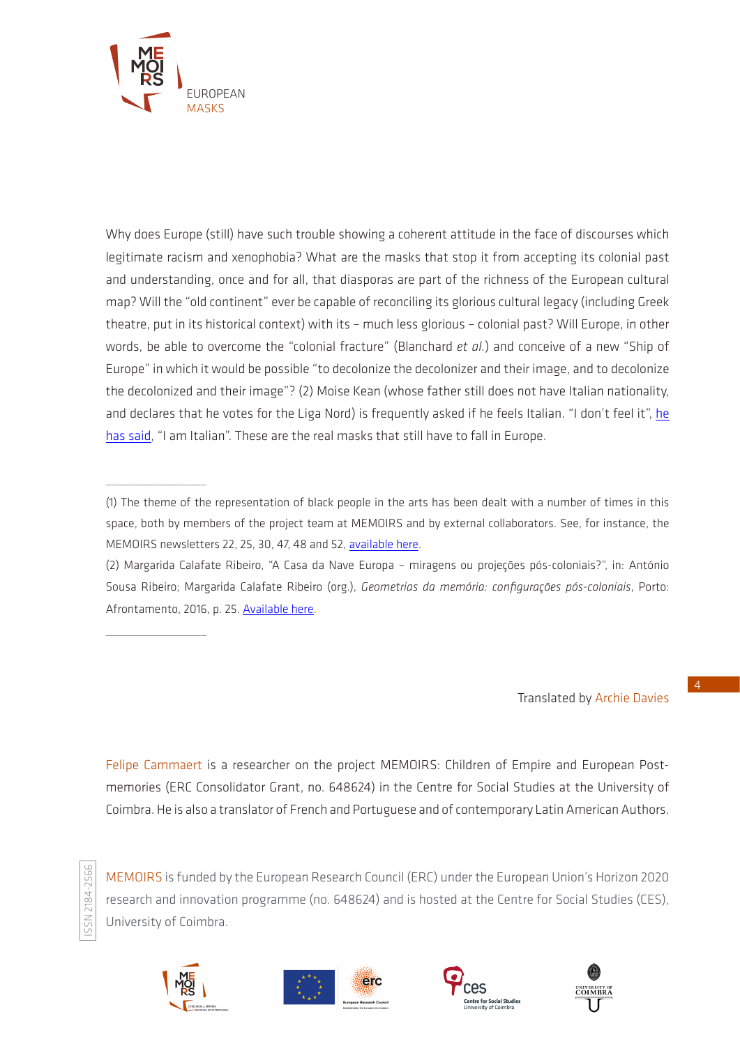Why does Europe (still) have such trouble showing a coherent attitude in the face of discourses which legitimate racism and xenophobia? What are the masks that stop it from accepting its colonial past and understanding, once and for all, that diasporas are part of the richness of the European cultural map? Will the "old continent" ever be capable of reconciling its glorious cultural legacy (including Greek theatre, put in its historical context) with its – much less glorious – colonial past? Will Europe, in other words, be able to overcome the "colonial fracture" (Blanchard *et al.*) and conceive of a new "Ship of Europe" in which it would be possible "to decolonize the decolonizer and their image, and to decolonize the decolonized and their image"? (2) Moise Kean (whose father still does not have Italian nationality, and declares that he votes for the Liga Nord) is frequently asked if he feels Italian. "I don't feel it", he has said, "I am Italian". These are the real masks that still have to fall in Europe.

---

(1) The theme of the representation of black people in the arts has been dealt with a number of times in this space, both by members of the project team at MEMOIRS and by external collaborators. See, for instance, the MEMOIRS newsletters 22, 25, 30, 47, 48 and 52, available here.

(2) Margarida Calafate Ribeiro, "A Casa da Nave Europa – miragens ou projeções pós-coloniais?", in: António Sousa Ribeiro; Margarida Calafate Ribeiro (org.), *Geometrias da memória: configurações pós-coloniais*, Porto: Afrontamento, 2016, p. 25. Available here.

---

Translated by Archie Davies

Felipe Cammaert is a researcher on the project MEMOIRS: Children of Empire and European Post-memories (ERC Consolidator Grant, no. 648624) in the Centre for Social Studies at the University of Coimbra. He is also a translator of French and Portuguese and of contemporary Latin American Authors.

MEMOIRS is funded by the European Research Council (ERC) under the European Union's Horizon 2020 research and innovation programme (no. 648624) and is hosted at the Centre for Social Studies (CES), University of Coimbra.

ISSN 2184-2566